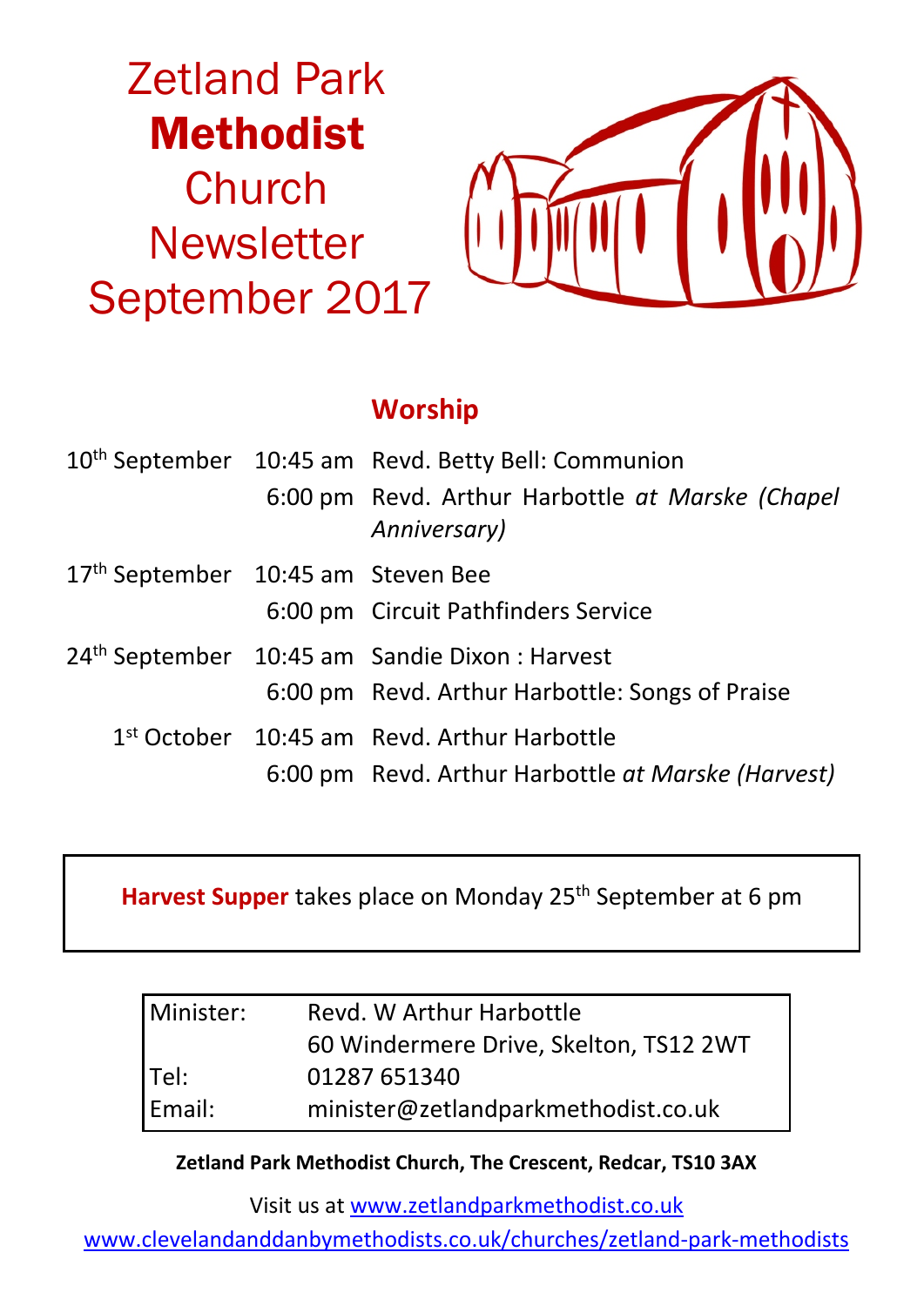# Zetland Park **Methodist** Church Newsletter September 2017

## Worship

| | | |
|---|---|---|
| 10th September | 10:45 am | Revd. Betty Bell: Communion |
| | 6:00 pm | Revd. Arthur Harbottle *at Marske (Chapel Anniversary)* |
| 17th September | 10:45 am | Steven Bee |
| | 6:00 pm | Circuit Pathfinders Service |
| 24th September | 10:45 am | Sandie Dixon : Harvest |
| | 6:00 pm | Revd. Arthur Harbottle: Songs of Praise |
| 1st October | 10:45 am | Revd. Arthur Harbottle |
| | 6:00 pm | Revd. Arthur Harbottle *at Marske (Harvest)* |

**Harvest Supper** takes place on Monday 25th September at 6 pm

| | |
|---|---|
| Minister: | Revd. W Arthur Harbottle |
| | 60 Windermere Drive, Skelton, TS12 2WT |
| Tel: | 01287 651340 |
| Email: | minister@zetlandparkmethodist.co.uk |

**Zetland Park Methodist Church, The Crescent, Redcar, TS10 3AX**

Visit us at www.zetlandparkmethodist.co.uk

www.clevelandanddanbymethodists.co.uk/churches/zetland-park-methodists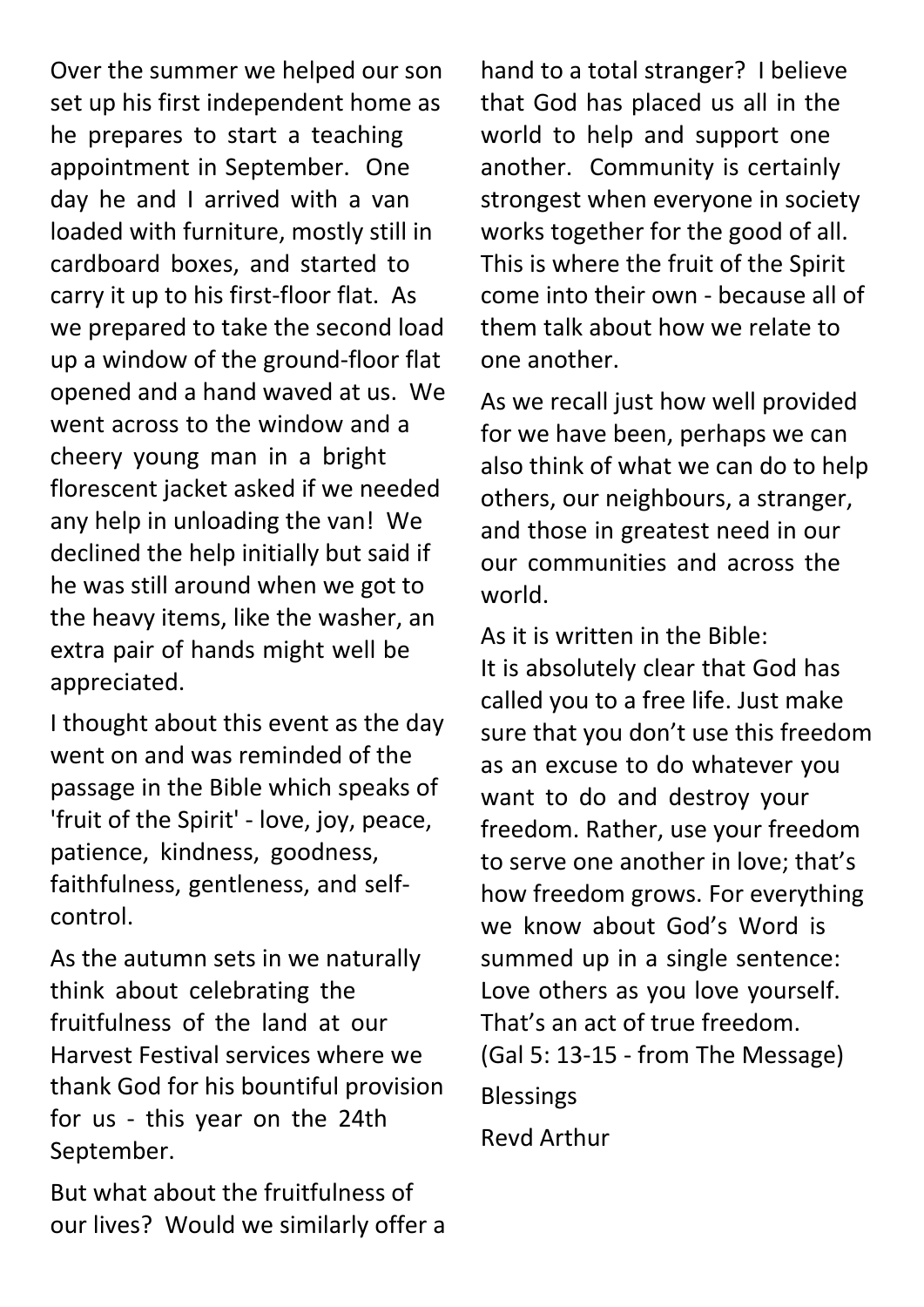Over the summer we helped our son set up his first independent home as he prepares to start a teaching appointment in September. One day he and I arrived with a van loaded with furniture, mostly still in cardboard boxes, and started to carry it up to his first-floor flat. As we prepared to take the second load up a window of the ground-floor flat opened and a hand waved at us. We went across to the window and a cheery young man in a bright florescent jacket asked if we needed any help in unloading the van! We declined the help initially but said if he was still around when we got to the heavy items, like the washer, an extra pair of hands might well be appreciated.

I thought about this event as the day went on and was reminded of the passage in the Bible which speaks of 'fruit of the Spirit' - love, joy, peace, patience, kindness, goodness, faithfulness, gentleness, and self-control.

As the autumn sets in we naturally think about celebrating the fruitfulness of the land at our Harvest Festival services where we thank God for his bountiful provision for us - this year on the 24th September.

But what about the fruitfulness of our lives? Would we similarly offer a hand to a total stranger? I believe that God has placed us all in the world to help and support one another. Community is certainly strongest when everyone in society works together for the good of all. This is where the fruit of the Spirit come into their own - because all of them talk about how we relate to one another.

As we recall just how well provided for we have been, perhaps we can also think of what we can do to help others, our neighbours, a stranger, and those in greatest need in our our communities and across the world.

As it is written in the Bible:
It is absolutely clear that God has called you to a free life. Just make sure that you don't use this freedom as an excuse to do whatever you want to do and destroy your freedom. Rather, use your freedom to serve one another in love; that's how freedom grows. For everything we know about God's Word is summed up in a single sentence: Love others as you love yourself. That's an act of true freedom.
(Gal 5: 13-15 - from The Message)

Blessings

Revd Arthur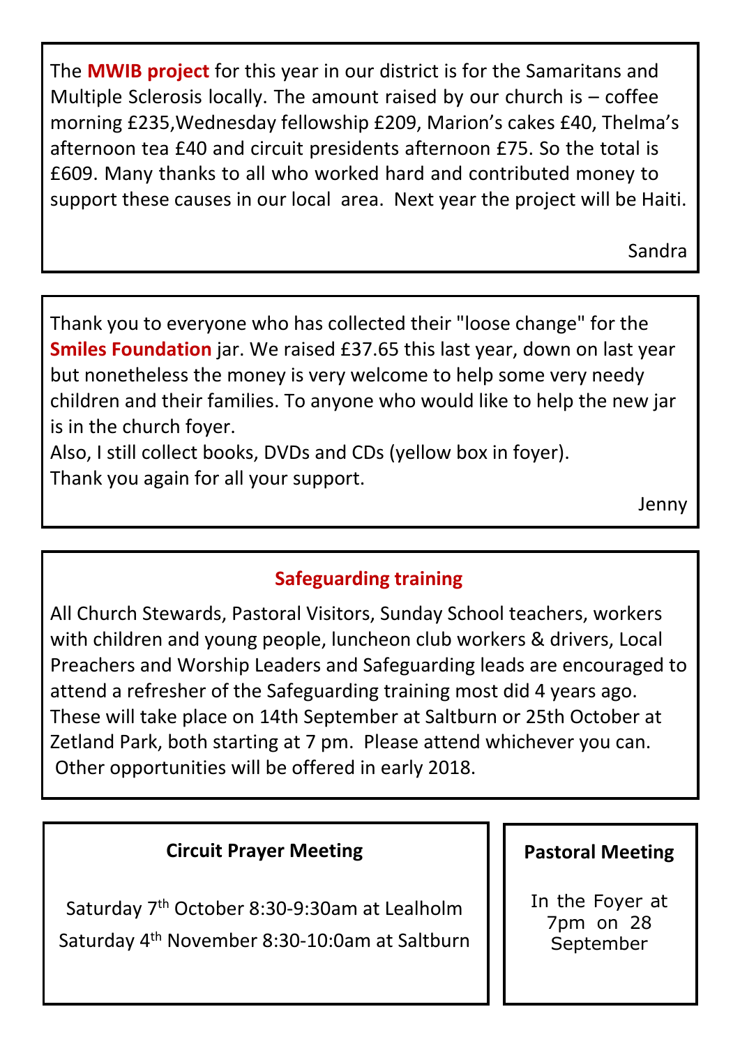The **MWIB project** for this year in our district is for the Samaritans and Multiple Sclerosis locally. The amount raised by our church is – coffee morning £235,Wednesday fellowship £209, Marion's cakes £40, Thelma's afternoon tea £40 and circuit presidents afternoon £75. So the total is £609. Many thanks to all who worked hard and contributed money to support these causes in our local area. Next year the project will be Haiti.

Sandra

---

Thank you to everyone who has collected their "loose change" for the **Smiles Foundation** jar. We raised £37.65 this last year, down on last year but nonetheless the money is very welcome to help some very needy children and their families. To anyone who would like to help the new jar is in the church foyer.

Also, I still collect books, DVDs and CDs (yellow box in foyer).

Thank you again for all your support.

Jenny

---

## Safeguarding training

All Church Stewards, Pastoral Visitors, Sunday School teachers, workers with children and young people, luncheon club workers & drivers, Local Preachers and Worship Leaders and Safeguarding leads are encouraged to attend a refresher of the Safeguarding training most did 4 years ago. These will take place on 14th September at Saltburn or 25th October at Zetland Park, both starting at 7 pm. Please attend whichever you can. Other opportunities will be offered in early 2018.

---

## Circuit Prayer Meeting

Saturday 7th October 8:30-9:30am at Lealholm

Saturday 4th November 8:30-10:0am at Saltburn

## Pastoral Meeting

In the Foyer at 7pm on 28 September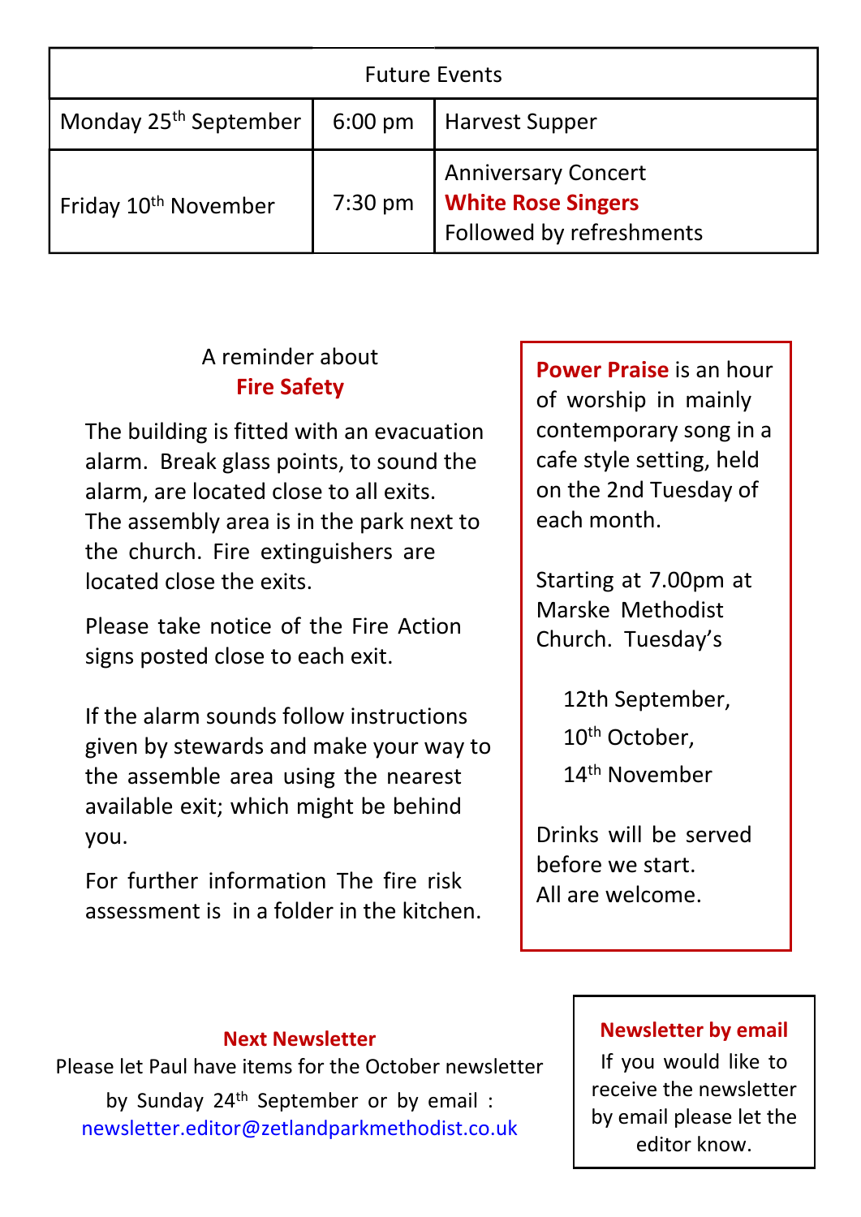| Future Events | | |
|---|---|---|
| Monday 25th September | 6:00 pm | Harvest Supper |
| Friday 10th November | 7:30 pm | Anniversary Concert **White Rose Singers** Followed by refreshments |

A reminder about
**Fire Safety**

The building is fitted with an evacuation alarm. Break glass points, to sound the alarm, are located close to all exits. The assembly area is in the park next to the church. Fire extinguishers are located close the exits.

Please take notice of the Fire Action signs posted close to each exit.

If the alarm sounds follow instructions given by stewards and make your way to the assemble area using the nearest available exit; which might be behind you.

For further information The fire risk assessment is in a folder in the kitchen.

**Power Praise** is an hour of worship in mainly contemporary song in a cafe style setting, held on the 2nd Tuesday of each month.

Starting at 7.00pm at Marske Methodist Church. Tuesday's

- 12th September,
- 10th October,
- 14th November

Drinks will be served before we start.
All are welcome.

**Next Newsletter**

Please let Paul have items for the October newsletter by Sunday 24th September or by email : newsletter.editor@zetlandparkmethodist.co.uk

**Newsletter by email**

If you would like to receive the newsletter by email please let the editor know.